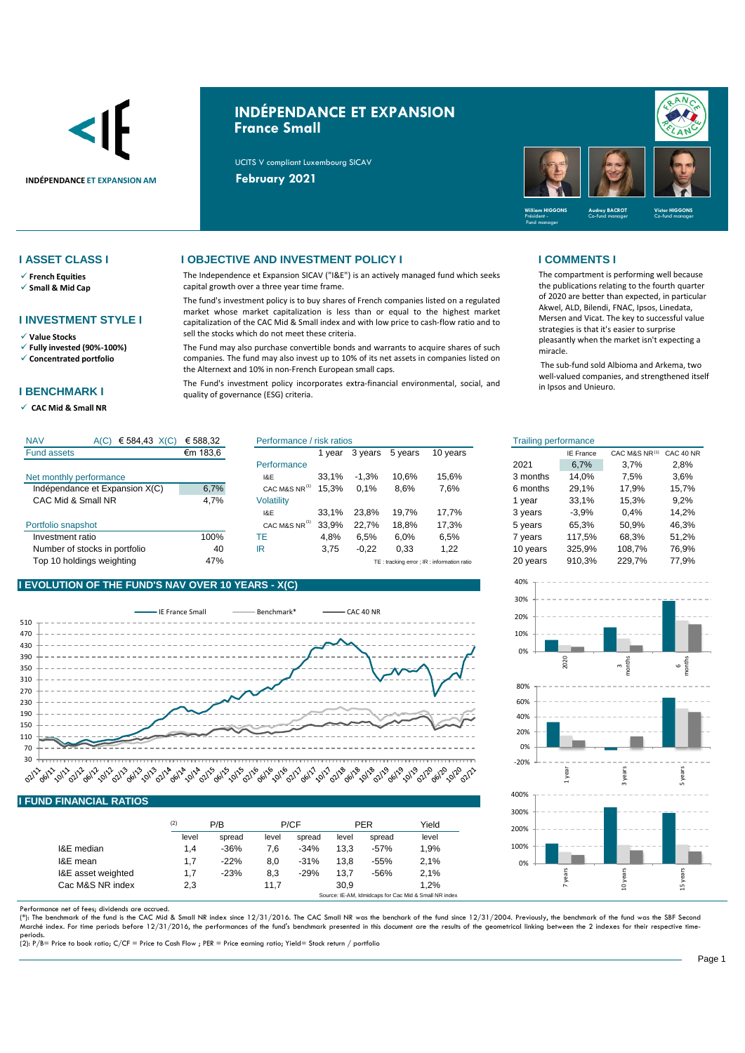INDÉPENDANCE ET EXPANSION AM

# INDÉPENDANCE ET EXPANSION
## France Small

UCITS V compliant Luxembourg SICAV

**February 2021**

William HIGGONS – Président - Fund manager
Audrey BACROT – Co-fund manager
Victor HIGGONS – Co-fund manager

## I ASSET CLASS I

- ✓ French Equities
- ✓ Small & Mid Cap

## I INVESTMENT STYLE I

- ✓ Value Stocks
- ✓ Fully invested (90%-100%)
- ✓ Concentrated portfolio

## I BENCHMARK I

- ✓ CAC Mid & Small NR

## I OBJECTIVE AND INVESTMENT POLICY I

The Independence et Expansion SICAV ("I&E") is an actively managed fund which seeks capital growth over a three year time frame.

The fund's investment policy is to buy shares of French companies listed on a regulated market whose market capitalization is less than or equal to the highest market capitalization of the CAC Mid & Small index and with low price to cash-flow ratio and to sell the stocks which do not meet these criteria.

The Fund may also purchase convertible bonds and warrants to acquire shares of such companies. The fund may also invest up to 10% of its net assets in companies listed on the Alternext and 10% in non-French European small caps.

The Fund's investment policy incorporates extra-financial environmental, social, and quality of governance (ESG) criteria.

## I COMMENTS I

The compartment is performing well because the publications relating to the fourth quarter of 2020 are better than expected, in particular Akwel, ALD, Bilendi, FNAC, Ipsos, Linedata, Mersen and Vicat. The key to successful value strategies is that it's easier to surprise pleasantly when the market isn't expecting a miracle.

The sub-fund sold Albioma and Arkema, two well-valued companies, and strengthened itself in Ipsos and Unieure.

| NAV | A(C) € 584,43 X(C) | € 588,32 |
|---|---|---|
| Fund assets | | €m 183,6 |
| **Net monthly performance** | | |
| Indépendance et Expansion X(C) | | 6,7% |
| CAC Mid & Small NR | | 4,7% |
| **Portfolio snapshot** | | |
| Investment ratio | | 100% |
| Number of stocks in portfolio | | 40 |
| Top 10 holdings weighting | | 47% |

| Performance / risk ratios | 1 year | 3 years | 5 years | 10 years |
|---|---|---|---|---|
| **Performance** | | | | |
| I&E | 33,1% | -1,3% | 10,6% | 15,6% |
| CAC M&S NR [1] | 15,3% | 0,1% | 8,6% | 7,6% |
| **Volatility** | | | | |
| I&E | 33,1% | 23,8% | 19,7% | 17,7% |
| CAC M&S NR [1] | 33,9% | 22,7% | 18,8% | 17,3% |
| TE | 4,8% | 6,5% | 6,0% | 6,5% |
| IR | 3,75 | -0,22 | 0,33 | 1,22 |

TE : tracking error ; IR : information ratio

| Trailing performance | IE France | CAC M&S NR [1] | CAC 40 NR |
|---|---|---|---|
| 2021 | 6,7% | 3,7% | 2,8% |
| 3 months | 14,0% | 7,5% | 3,6% |
| 6 months | 29,1% | 17,9% | 15,7% |
| 1 year | 33,1% | 15,3% | 9,2% |
| 3 years | -3,9% | 0,4% | 14,2% |
| 5 years | 65,3% | 50,9% | 46,3% |
| 7 years | 117,5% | 68,3% | 51,2% |
| 10 years | 325,9% | 108,7% | 76,9% |
| 20 years | 910,3% | 229,7% | 77,9% |

## I EVOLUTION OF THE FUND'S NAV OVER 10 YEARS - X(C)

IE France Small — Benchmark* — CAC 40 NR

## I FUND FINANCIAL RATIOS

| [2] | P/B level | P/B spread | P/CF level | P/CF spread | PER level | PER spread | Yield level |
|---|---|---|---|---|---|---|---|
| I&E median | 1,4 | -36% | 7,6 | -34% | 13,3 | -57% | 1,9% |
| I&E mean | 1,7 | -22% | 8,0 | -31% | 13,8 | -55% | 2,1% |
| I&E asset weighted | 1,7 | -23% | 8,3 | -29% | 13,7 | -56% | 2,1% |
| Cac M&S NR index | 2,3 | | 11,7 | | 30,9 | | 1,2% |

Source: IE-AM, Idmidcaps for Cac Mid & Small NR index

Performance net of fees; dividends are accrued.

(*): The benchmark of the fund is the CAC Mid & Small NR index since 12/31/2016. The CAC Small NR was the benchark of the fund since 12/31/2004. Previously, the benchmark of the fund was the SBF Second Marché index. For time periods before 12/31/2016, the performances of the fund's benchmark presented in this document are the results of the geometrical linking between the 2 indexes for their respective time-periods.

(2): P/B= Price to book ratio; C/CF = Price to Cash Flow ; PER = Price earning ratio; Yield= Stock return / portfolio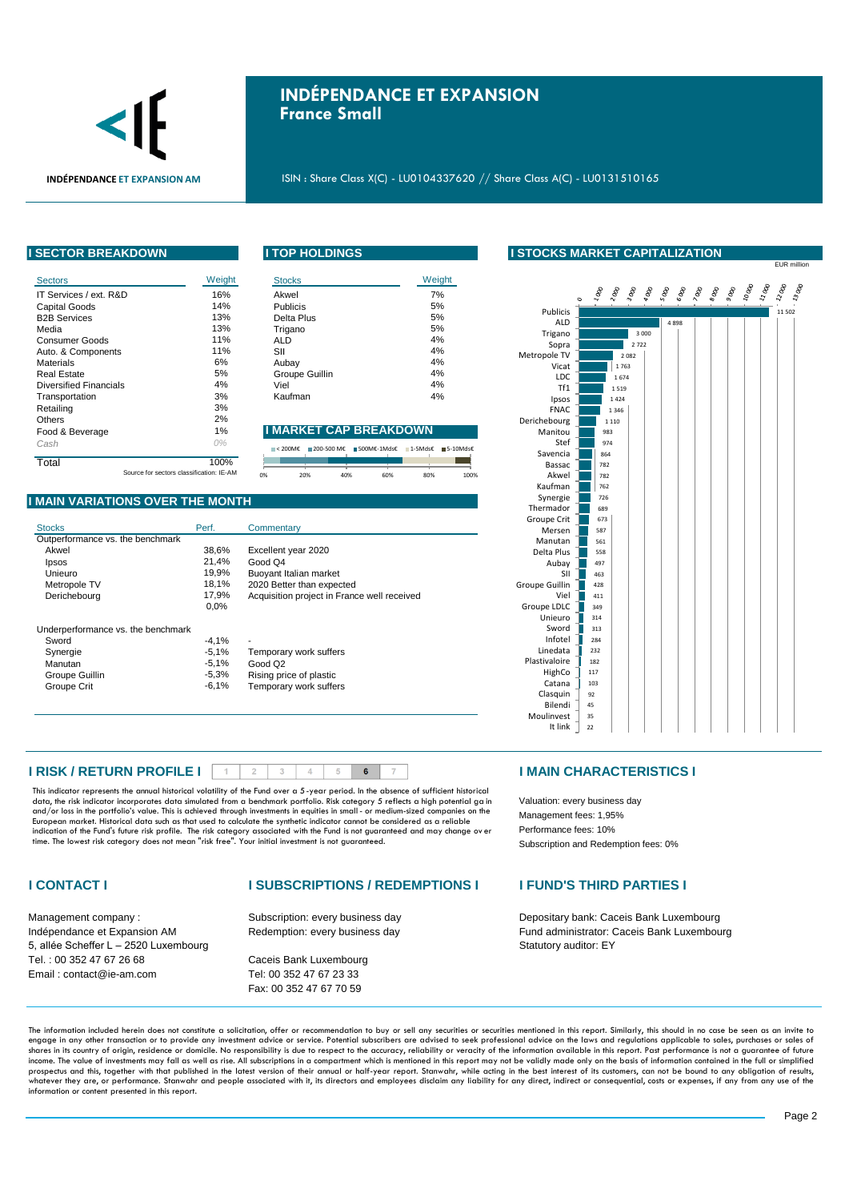# INDÉPENDANCE ET EXPANSION
## France Small

INDÉPENDANCE ET EXPANSION AM

ISIN : Share Class X(C) - LU0104337620 // Share Class A(C) - LU0131510165

## I SECTOR BREAKDOWN

| Sectors | Weight |
|---|---|
| IT Services / ext. R&D | 16% |
| Capital Goods | 14% |
| B2B Services | 13% |
| Media | 13% |
| Consumer Goods | 11% |
| Auto. & Components | 11% |
| Materials | 6% |
| Real Estate | 5% |
| Diversified Financials | 4% |
| Transportation | 3% |
| Retailing | 3% |
| Others | 2% |
| Food & Beverage | 1% |
| *Cash* | *0%* |
| Total | 100% |

Source for sectors classification: IE-AM

## I TOP HOLDINGS

| Stocks | Weight |
|---|---|
| Akwel | 7% |
| Publicis | 5% |
| Delta Plus | 5% |
| Trigano | 5% |
| ALD | 4% |
| SII | 4% |
| Aubay | 4% |
| Groupe Guillin | 4% |
| Viel | 4% |
| Kaufman | 4% |

## I MARKET CAP BREAKDOWN

< 200M€ | 200-500 M€ | 500M€-1Mds€ | 1-5Mds€ | 5-10Mds€

0% 20% 40% 60% 80% 100%

## I STOCKS MARKET CAPITALIZATION

EUR million

0 1 000 2 000 3 000 4 000 5 000 6 000 7 000 8 000 9 000 10 000 11 000 12 000 13 000

Publicis 11 502
ALD 4 898
Trigano 3 000
Sopra 2 722
Metropole TV 2 082
Vicat 1 763
LDC 1 674
Tf1 1 519
Ipsos 1 424
FNAC 1 346
Derichebourg 1 110
Manitou 983
Stef 974
Savencia 864
Bassac 782
Akwel 782
Kaufman 762
Synergie 726
Thermador 689
Groupe Crit 673
Mersen 587
Manutan 561
Delta Plus 558
Aubay 497
SII 463
Groupe Guillin 428
Viel 411
Groupe LDLC 349
Unieuro 314
Sword 313
Infotel 284
Linedata 232
Plastivaloire 182
HighCo 117
Catana 103
Clasquin 92
Bilendi 45
Moulinvest 35
It link 22

## I MAIN VARIATIONS OVER THE MONTH

| Stocks | Perf. | Commentary |
|---|---|---|
| Outperformance vs. the benchmark | | |
| Akwel | 38,6% | Excellent year 2020 |
| Ipsos | 21,4% | Good Q4 |
| Unieuro | 19,9% | Buoyant Italian market |
| Metropole TV | 18,1% | 2020 Better than expected |
| Derichebourg | 17,9% | Acquisition project in France well received |
| | 0,0% | |
| Underperformance vs. the benchmark | | |
| Sword | -4,1% | - |
| Synergie | -5,1% | Temporary work suffers |
| Manutan | -5,1% | Good Q2 |
| Groupe Guillin | -5,3% | Rising price of plastic |
| Groupe Crit | -6,1% | Temporary work suffers |

## I RISK / RETURN PROFILE I

1 2 3 4 5 **6** 7

This indicator represents the annual historical volatility of the Fund over a 5-year period. In the absence of sufficient historical data, the risk indicator incorporates data simulated from a benchmark portfolio. Risk category 5 reflects a high potential gain and/or loss in the portfolio's value. This is achieved through investments in equities in small - or medium-sized companies on the European market. Historical data such as that used to calculate the synthetic indicator cannot be considered as a reliable indication of the Fund's future risk profile. The risk category associated with the Fund is not guaranteed and may change over time. The lowest risk category does not mean "risk free". Your initial investment is not guaranteed.

## I MAIN CHARACTERISTICS I

Valuation: every business day
Management fees: 1,95%
Performance fees: 10%
Subscription and Redemption fees: 0%

## I CONTACT I

Management company :
Indépendance et Expansion AM
5, allée Scheffer L – 2520 Luxembourg
Tel. : 00 352 47 67 26 68
Email : contact@ie-am.com

## I SUBSCRIPTIONS / REDEMPTIONS I

Subscription: every business day
Redemption: every business day

Caceis Bank Luxembourg
Tel: 00 352 47 67 23 33
Fax: 00 352 47 67 70 59

## I FUND'S THIRD PARTIES I

Depositary bank: Caceis Bank Luxembourg
Fund administrator: Caceis Bank Luxembourg
Statutory auditor: EY

The information included herein does not constitute a solicitation, offer or recommendation to buy or sell any securities or securities mentioned in this report. Similarly, this should in no case be seen as an invite to engage in any other transaction or to provide any investment advice or service. Potential subscribers are advised to seek professional advice on the laws and regulations applicable to sales, purchases or sales of shares in its country of origin, residence or domicile. No responsibility is due to respect to the accuracy, reliability or veracity of the information available in this report. Past performance is not a guarantee of future income. The value of investments may fall as well as rise. All subscriptions in a compartment which is mentioned in this report may not be validly made only on the basis of information contained in the full or simplified prospectus and this, together with that published in the latest version of their annual or half-year report. Stanwahr, while acting in the best interest of its customers, can not be bound to any obligation of results, whatever they are, or performance. Stanwahr and people associated with it, its directors and employees disclaim any liability for any direct, indirect or consequential, costs or expenses, if any from any use of the information or content presented in this report.